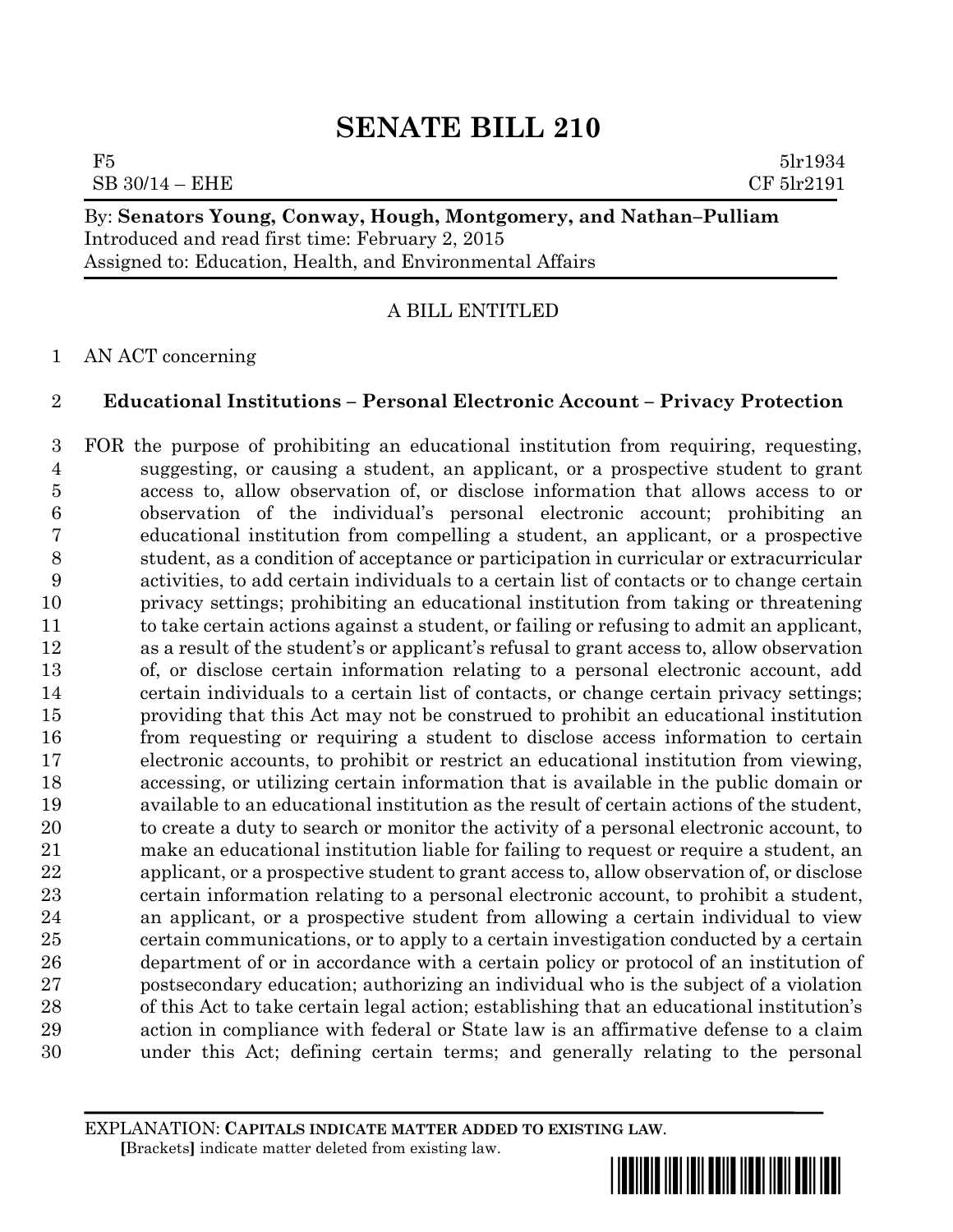# SENATE BILL 210

F5 5lr1934
SB 30/14 – EHE CF 5lr2191

By: **Senators Young, Conway, Hough, Montgomery, and Nathan–Pulliam**
Introduced and read first time: February 2, 2015
Assigned to: Education, Health, and Environmental Affairs

A BILL ENTITLED

1 AN ACT concerning

2 **Educational Institutions – Personal Electronic Account – Privacy Protection**

3 FOR the purpose of prohibiting an educational institution from requiring, requesting,
4 suggesting, or causing a student, an applicant, or a prospective student to grant
5 access to, allow observation of, or disclose information that allows access to or
6 observation of the individual's personal electronic account; prohibiting an
7 educational institution from compelling a student, an applicant, or a prospective
8 student, as a condition of acceptance or participation in curricular or extracurricular
9 activities, to add certain individuals to a certain list of contacts or to change certain
10 privacy settings; prohibiting an educational institution from taking or threatening
11 to take certain actions against a student, or failing or refusing to admit an applicant,
12 as a result of the student's or applicant's refusal to grant access to, allow observation
13 of, or disclose certain information relating to a personal electronic account, add
14 certain individuals to a certain list of contacts, or change certain privacy settings;
15 providing that this Act may not be construed to prohibit an educational institution
16 from requesting or requiring a student to disclose access information to certain
17 electronic accounts, to prohibit or restrict an educational institution from viewing,
18 accessing, or utilizing certain information that is available in the public domain or
19 available to an educational institution as the result of certain actions of the student,
20 to create a duty to search or monitor the activity of a personal electronic account, to
21 make an educational institution liable for failing to request or require a student, an
22 applicant, or a prospective student to grant access to, allow observation of, or disclose
23 certain information relating to a personal electronic account, to prohibit a student,
24 an applicant, or a prospective student from allowing a certain individual to view
25 certain communications, or to apply to a certain investigation conducted by a certain
26 department of or in accordance with a certain policy or protocol of an institution of
27 postsecondary education; authorizing an individual who is the subject of a violation
28 of this Act to take certain legal action; establishing that an educational institution's
29 action in compliance with federal or State law is an affirmative defense to a claim
30 under this Act; defining certain terms; and generally relating to the personal

EXPLANATION: **CAPITALS INDICATE MATTER ADDED TO EXISTING LAW.**
**[**Brackets**]** indicate matter deleted from existing law.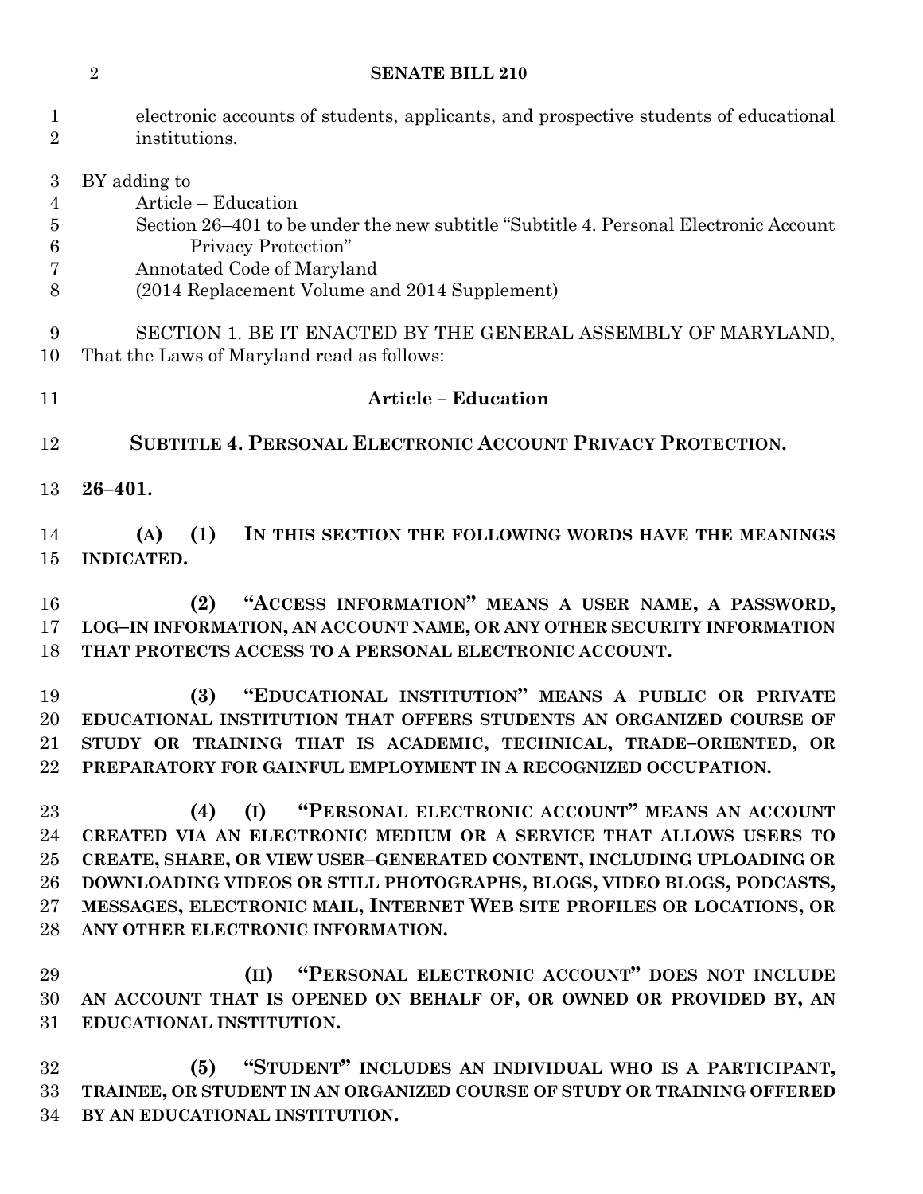electronic accounts of students, applicants, and prospective students of educational institutions.

BY adding to
Article – Education
Section 26–401 to be under the new subtitle "Subtitle 4. Personal Electronic Account Privacy Protection"
Annotated Code of Maryland
(2014 Replacement Volume and 2014 Supplement)

SECTION 1. BE IT ENACTED BY THE GENERAL ASSEMBLY OF MARYLAND, That the Laws of Maryland read as follows:

## Article – Education

### SUBTITLE 4. PERSONAL ELECTRONIC ACCOUNT PRIVACY PROTECTION.

**26–401.**

**(A) (1) IN THIS SECTION THE FOLLOWING WORDS HAVE THE MEANINGS INDICATED.**

**(2) "ACCESS INFORMATION" MEANS A USER NAME, A PASSWORD, LOG–IN INFORMATION, AN ACCOUNT NAME, OR ANY OTHER SECURITY INFORMATION THAT PROTECTS ACCESS TO A PERSONAL ELECTRONIC ACCOUNT.**

**(3) "EDUCATIONAL INSTITUTION" MEANS A PUBLIC OR PRIVATE EDUCATIONAL INSTITUTION THAT OFFERS STUDENTS AN ORGANIZED COURSE OF STUDY OR TRAINING THAT IS ACADEMIC, TECHNICAL, TRADE–ORIENTED, OR PREPARATORY FOR GAINFUL EMPLOYMENT IN A RECOGNIZED OCCUPATION.**

**(4) (I) "PERSONAL ELECTRONIC ACCOUNT" MEANS AN ACCOUNT CREATED VIA AN ELECTRONIC MEDIUM OR A SERVICE THAT ALLOWS USERS TO CREATE, SHARE, OR VIEW USER–GENERATED CONTENT, INCLUDING UPLOADING OR DOWNLOADING VIDEOS OR STILL PHOTOGRAPHS, BLOGS, VIDEO BLOGS, PODCASTS, MESSAGES, ELECTRONIC MAIL, INTERNET WEB SITE PROFILES OR LOCATIONS, OR ANY OTHER ELECTRONIC INFORMATION.**

**(II) "PERSONAL ELECTRONIC ACCOUNT" DOES NOT INCLUDE AN ACCOUNT THAT IS OPENED ON BEHALF OF, OR OWNED OR PROVIDED BY, AN EDUCATIONAL INSTITUTION.**

**(5) "STUDENT" INCLUDES AN INDIVIDUAL WHO IS A PARTICIPANT, TRAINEE, OR STUDENT IN AN ORGANIZED COURSE OF STUDY OR TRAINING OFFERED BY AN EDUCATIONAL INSTITUTION.**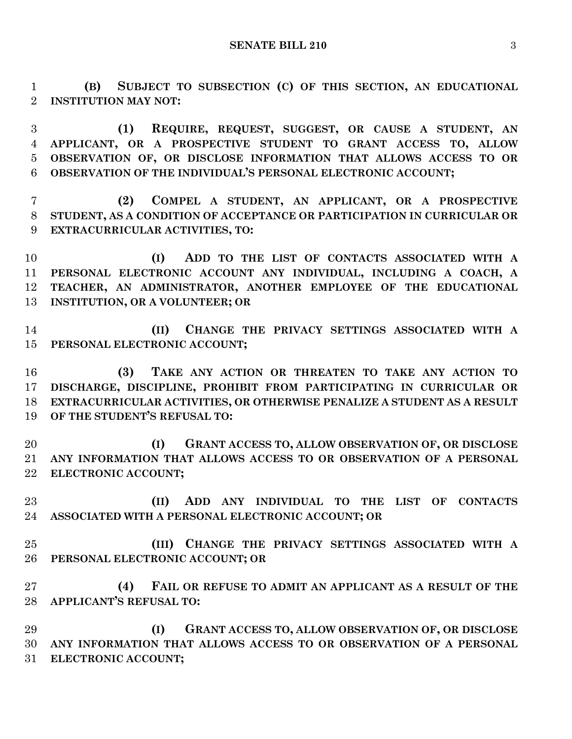**(B) SUBJECT TO SUBSECTION (C) OF THIS SECTION, AN EDUCATIONAL INSTITUTION MAY NOT:**

**(1) REQUIRE, REQUEST, SUGGEST, OR CAUSE A STUDENT, AN APPLICANT, OR A PROSPECTIVE STUDENT TO GRANT ACCESS TO, ALLOW OBSERVATION OF, OR DISCLOSE INFORMATION THAT ALLOWS ACCESS TO OR OBSERVATION OF THE INDIVIDUAL'S PERSONAL ELECTRONIC ACCOUNT;**

**(2) COMPEL A STUDENT, AN APPLICANT, OR A PROSPECTIVE STUDENT, AS A CONDITION OF ACCEPTANCE OR PARTICIPATION IN CURRICULAR OR EXTRACURRICULAR ACTIVITIES, TO:**

**(I) ADD TO THE LIST OF CONTACTS ASSOCIATED WITH A PERSONAL ELECTRONIC ACCOUNT ANY INDIVIDUAL, INCLUDING A COACH, A TEACHER, AN ADMINISTRATOR, ANOTHER EMPLOYEE OF THE EDUCATIONAL INSTITUTION, OR A VOLUNTEER; OR**

**(II) CHANGE THE PRIVACY SETTINGS ASSOCIATED WITH A PERSONAL ELECTRONIC ACCOUNT;**

**(3) TAKE ANY ACTION OR THREATEN TO TAKE ANY ACTION TO DISCHARGE, DISCIPLINE, PROHIBIT FROM PARTICIPATING IN CURRICULAR OR EXTRACURRICULAR ACTIVITIES, OR OTHERWISE PENALIZE A STUDENT AS A RESULT OF THE STUDENT'S REFUSAL TO:**

**(I) GRANT ACCESS TO, ALLOW OBSERVATION OF, OR DISCLOSE ANY INFORMATION THAT ALLOWS ACCESS TO OR OBSERVATION OF A PERSONAL ELECTRONIC ACCOUNT;**

**(II) ADD ANY INDIVIDUAL TO THE LIST OF CONTACTS ASSOCIATED WITH A PERSONAL ELECTRONIC ACCOUNT; OR**

**(III) CHANGE THE PRIVACY SETTINGS ASSOCIATED WITH A PERSONAL ELECTRONIC ACCOUNT; OR**

**(4) FAIL OR REFUSE TO ADMIT AN APPLICANT AS A RESULT OF THE APPLICANT'S REFUSAL TO:**

**(I) GRANT ACCESS TO, ALLOW OBSERVATION OF, OR DISCLOSE ANY INFORMATION THAT ALLOWS ACCESS TO OR OBSERVATION OF A PERSONAL ELECTRONIC ACCOUNT;**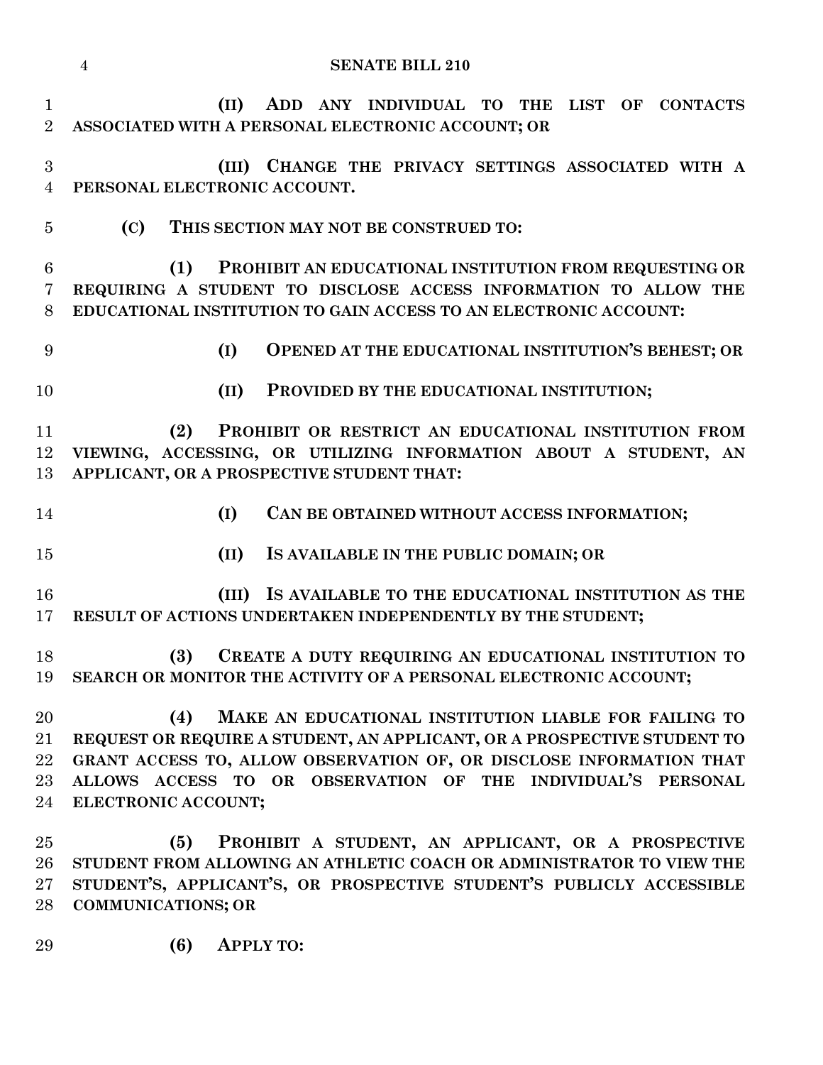(II) ADD ANY INDIVIDUAL TO THE LIST OF CONTACTS ASSOCIATED WITH A PERSONAL ELECTRONIC ACCOUNT; OR

(III) CHANGE THE PRIVACY SETTINGS ASSOCIATED WITH A PERSONAL ELECTRONIC ACCOUNT.

(C) THIS SECTION MAY NOT BE CONSTRUED TO:

(1) PROHIBIT AN EDUCATIONAL INSTITUTION FROM REQUESTING OR REQUIRING A STUDENT TO DISCLOSE ACCESS INFORMATION TO ALLOW THE EDUCATIONAL INSTITUTION TO GAIN ACCESS TO AN ELECTRONIC ACCOUNT:

(I) OPENED AT THE EDUCATIONAL INSTITUTION'S BEHEST; OR

(II) PROVIDED BY THE EDUCATIONAL INSTITUTION;

(2) PROHIBIT OR RESTRICT AN EDUCATIONAL INSTITUTION FROM VIEWING, ACCESSING, OR UTILIZING INFORMATION ABOUT A STUDENT, AN APPLICANT, OR A PROSPECTIVE STUDENT THAT:

(I) CAN BE OBTAINED WITHOUT ACCESS INFORMATION;

(II) IS AVAILABLE IN THE PUBLIC DOMAIN; OR

(III) IS AVAILABLE TO THE EDUCATIONAL INSTITUTION AS THE RESULT OF ACTIONS UNDERTAKEN INDEPENDENTLY BY THE STUDENT;

(3) CREATE A DUTY REQUIRING AN EDUCATIONAL INSTITUTION TO SEARCH OR MONITOR THE ACTIVITY OF A PERSONAL ELECTRONIC ACCOUNT;

(4) MAKE AN EDUCATIONAL INSTITUTION LIABLE FOR FAILING TO REQUEST OR REQUIRE A STUDENT, AN APPLICANT, OR A PROSPECTIVE STUDENT TO GRANT ACCESS TO, ALLOW OBSERVATION OF, OR DISCLOSE INFORMATION THAT ALLOWS ACCESS TO OR OBSERVATION OF THE INDIVIDUAL'S PERSONAL ELECTRONIC ACCOUNT;

(5) PROHIBIT A STUDENT, AN APPLICANT, OR A PROSPECTIVE STUDENT FROM ALLOWING AN ATHLETIC COACH OR ADMINISTRATOR TO VIEW THE STUDENT'S, APPLICANT'S, OR PROSPECTIVE STUDENT'S PUBLICLY ACCESSIBLE COMMUNICATIONS; OR

(6) APPLY TO: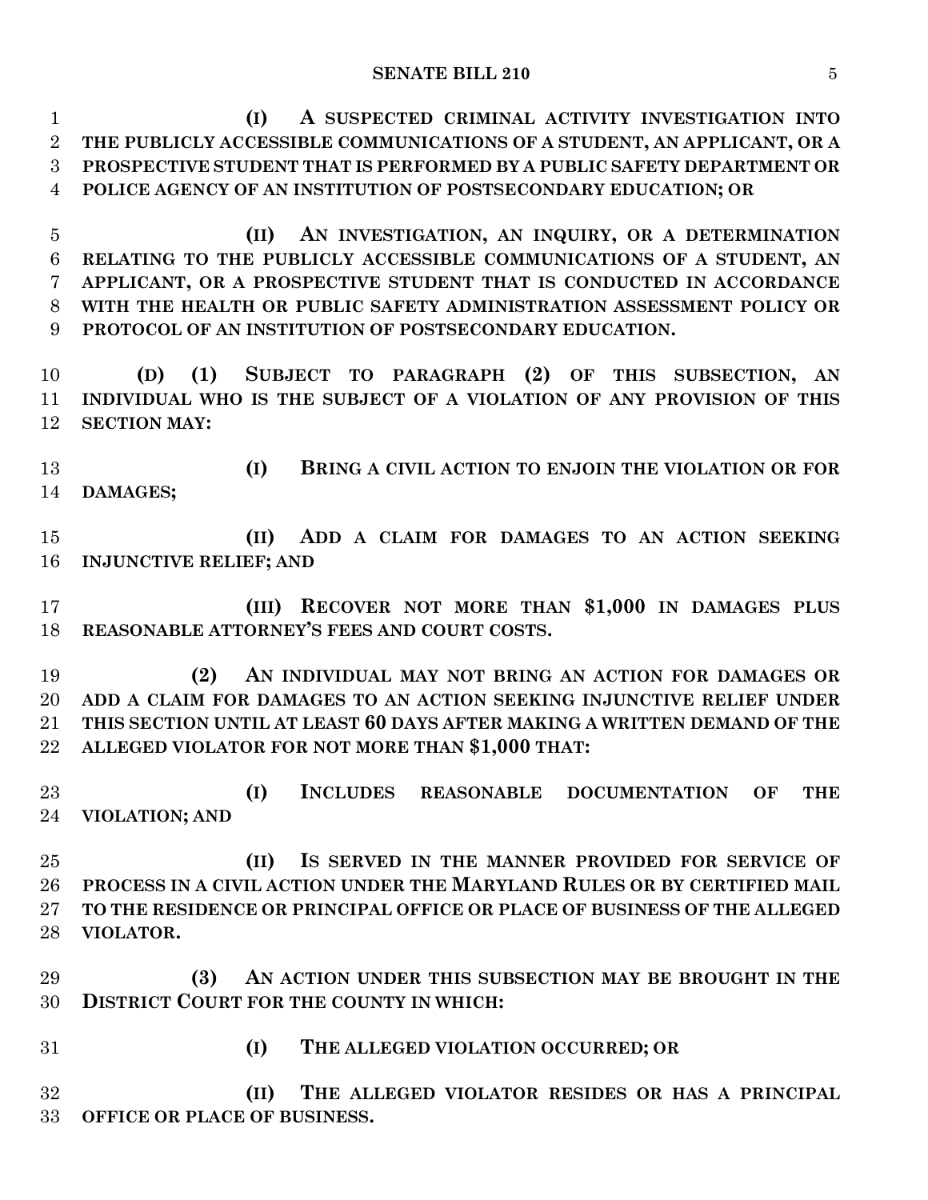**(I) A SUSPECTED CRIMINAL ACTIVITY INVESTIGATION INTO THE PUBLICLY ACCESSIBLE COMMUNICATIONS OF A STUDENT, AN APPLICANT, OR A PROSPECTIVE STUDENT THAT IS PERFORMED BY A PUBLIC SAFETY DEPARTMENT OR POLICE AGENCY OF AN INSTITUTION OF POSTSECONDARY EDUCATION; OR**

**(II) AN INVESTIGATION, AN INQUIRY, OR A DETERMINATION RELATING TO THE PUBLICLY ACCESSIBLE COMMUNICATIONS OF A STUDENT, AN APPLICANT, OR A PROSPECTIVE STUDENT THAT IS CONDUCTED IN ACCORDANCE WITH THE HEALTH OR PUBLIC SAFETY ADMINISTRATION ASSESSMENT POLICY OR PROTOCOL OF AN INSTITUTION OF POSTSECONDARY EDUCATION.**

**(D) (1) SUBJECT TO PARAGRAPH (2) OF THIS SUBSECTION, AN INDIVIDUAL WHO IS THE SUBJECT OF A VIOLATION OF ANY PROVISION OF THIS SECTION MAY:**

**(I) BRING A CIVIL ACTION TO ENJOIN THE VIOLATION OR FOR DAMAGES;**

**(II) ADD A CLAIM FOR DAMAGES TO AN ACTION SEEKING INJUNCTIVE RELIEF; AND**

**(III) RECOVER NOT MORE THAN $1,000 IN DAMAGES PLUS REASONABLE ATTORNEY'S FEES AND COURT COSTS.**

**(2) AN INDIVIDUAL MAY NOT BRING AN ACTION FOR DAMAGES OR ADD A CLAIM FOR DAMAGES TO AN ACTION SEEKING INJUNCTIVE RELIEF UNDER THIS SECTION UNTIL AT LEAST 60 DAYS AFTER MAKING A WRITTEN DEMAND OF THE ALLEGED VIOLATOR FOR NOT MORE THAN $1,000 THAT:**

**(I) INCLUDES REASONABLE DOCUMENTATION OF THE VIOLATION; AND**

**(II) IS SERVED IN THE MANNER PROVIDED FOR SERVICE OF PROCESS IN A CIVIL ACTION UNDER THE MARYLAND RULES OR BY CERTIFIED MAIL TO THE RESIDENCE OR PRINCIPAL OFFICE OR PLACE OF BUSINESS OF THE ALLEGED VIOLATOR.**

**(3) AN ACTION UNDER THIS SUBSECTION MAY BE BROUGHT IN THE DISTRICT COURT FOR THE COUNTY IN WHICH:**

**(I) THE ALLEGED VIOLATION OCCURRED; OR**

**(II) THE ALLEGED VIOLATOR RESIDES OR HAS A PRINCIPAL OFFICE OR PLACE OF BUSINESS.**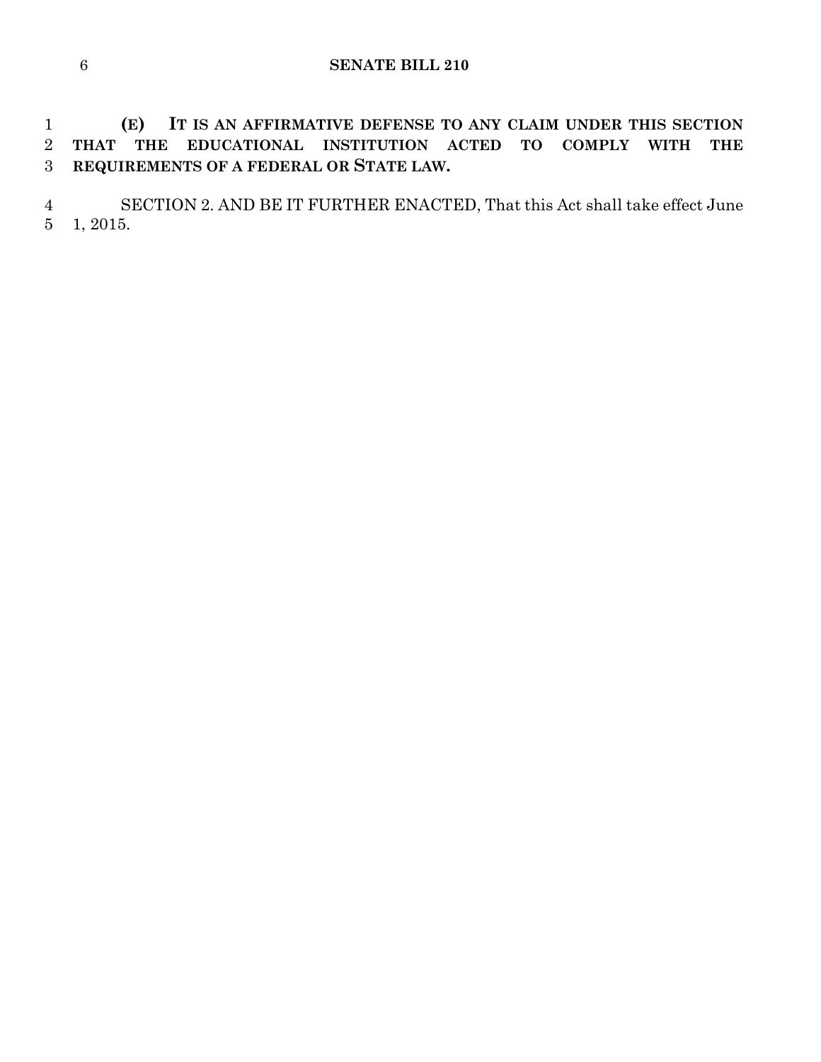**(E) IT IS AN AFFIRMATIVE DEFENSE TO ANY CLAIM UNDER THIS SECTION THAT THE EDUCATIONAL INSTITUTION ACTED TO COMPLY WITH THE REQUIREMENTS OF A FEDERAL OR STATE LAW.**

SECTION 2. AND BE IT FURTHER ENACTED, That this Act shall take effect June 1, 2015.